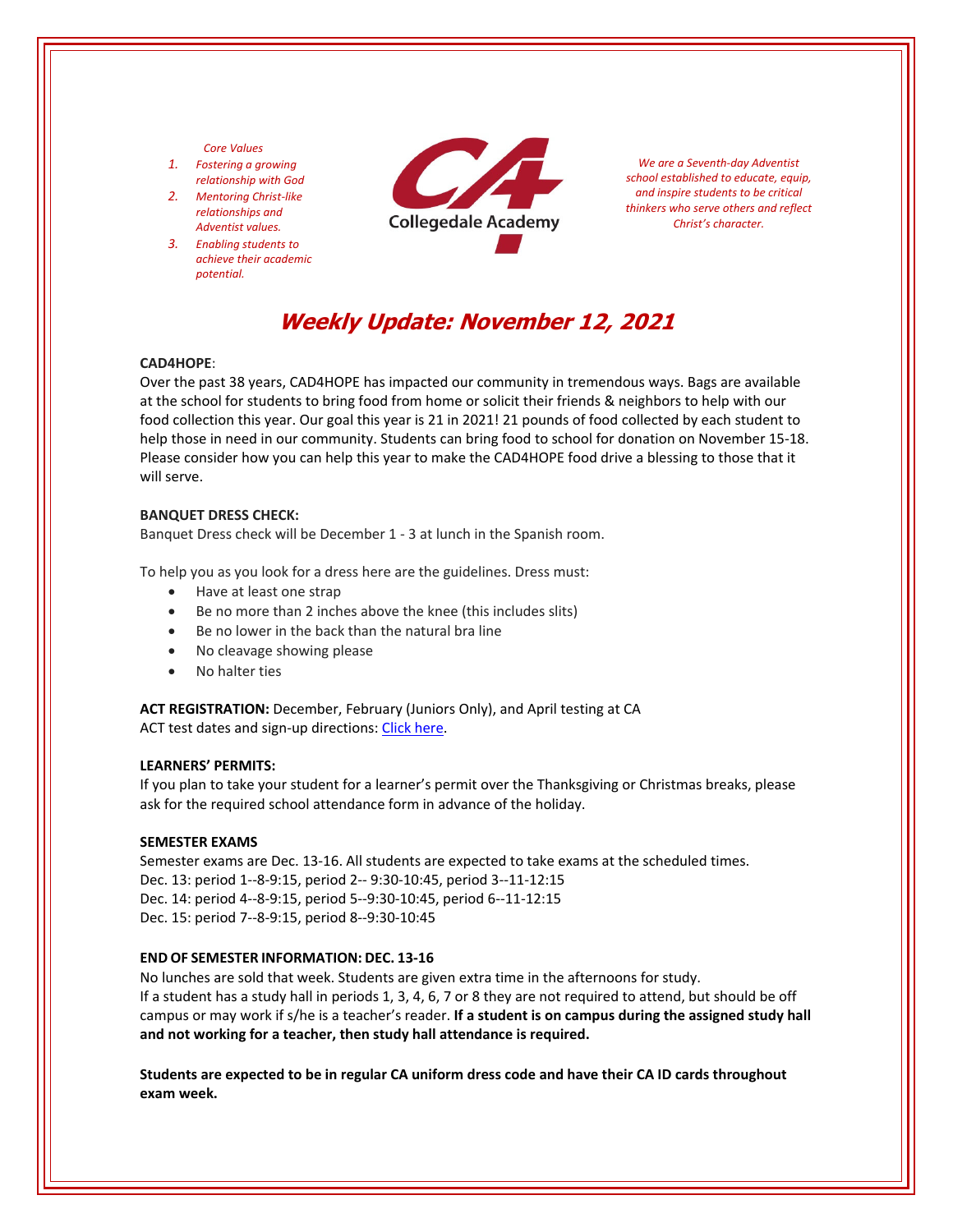*Core Values*

1. *Fostering a growing relationship with God*
2. *Mentoring Christ-like relationships and Adventist values.*
3. *Enabling students to achieve their academic potential.*

Collegedale Academy

*We are a Seventh-day Adventist school established to educate, equip, and inspire students to be critical thinkers who serve others and reflect Christ's character.*

# *Weekly Update: November 12, 2021*

**CAD4HOPE**:
Over the past 38 years, CAD4HOPE has impacted our community in tremendous ways. Bags are available at the school for students to bring food from home or solicit their friends & neighbors to help with our food collection this year. Our goal this year is 21 in 2021! 21 pounds of food collected by each student to help those in need in our community. Students can bring food to school for donation on November 15-18. Please consider how you can help this year to make the CAD4HOPE food drive a blessing to those that it will serve.

**BANQUET DRESS CHECK:**
Banquet Dress check will be December 1 - 3 at lunch in the Spanish room.

To help you as you look for a dress here are the guidelines. Dress must:

- Have at least one strap
- Be no more than 2 inches above the knee (this includes slits)
- Be no lower in the back than the natural bra line
- No cleavage showing please
- No halter ties

**ACT REGISTRATION:** December, February (Juniors Only), and April testing at CA
ACT test dates and sign-up directions: Click here.

**LEARNERS' PERMITS:**
If you plan to take your student for a learner's permit over the Thanksgiving or Christmas breaks, please ask for the required school attendance form in advance of the holiday.

**SEMESTER EXAMS**
Semester exams are Dec. 13-16. All students are expected to take exams at the scheduled times.
Dec. 13: period 1--8-9:15, period 2-- 9:30-10:45, period 3--11-12:15
Dec. 14: period 4--8-9:15, period 5--9:30-10:45, period 6--11-12:15
Dec. 15: period 7--8-9:15, period 8--9:30-10:45

**END OF SEMESTER INFORMATION: DEC. 13-16**
No lunches are sold that week. Students are given extra time in the afternoons for study.
If a student has a study hall in periods 1, 3, 4, 6, 7 or 8 they are not required to attend, but should be off campus or may work if s/he is a teacher's reader. **If a student is on campus during the assigned study hall and not working for a teacher, then study hall attendance is required.**

**Students are expected to be in regular CA uniform dress code and have their CA ID cards throughout exam week.**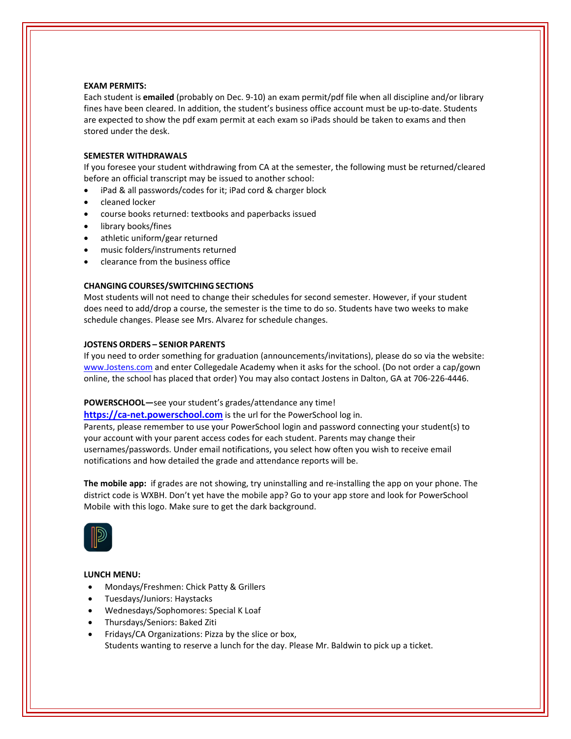**EXAM PERMITS:**

Each student is **emailed** (probably on Dec. 9-10) an exam permit/pdf file when all discipline and/or library fines have been cleared. In addition, the student's business office account must be up-to-date. Students are expected to show the pdf exam permit at each exam so iPads should be taken to exams and then stored under the desk.

**SEMESTER WITHDRAWALS**

If you foresee your student withdrawing from CA at the semester, the following must be returned/cleared before an official transcript may be issued to another school:

- iPad & all passwords/codes for it; iPad cord & charger block
- cleaned locker
- course books returned: textbooks and paperbacks issued
- library books/fines
- athletic uniform/gear returned
- music folders/instruments returned
- clearance from the business office

**CHANGING COURSES/SWITCHING SECTIONS**

Most students will not need to change their schedules for second semester. However, if your student does need to add/drop a course, the semester is the time to do so. Students have two weeks to make schedule changes. Please see Mrs. Alvarez for schedule changes.

**JOSTENS ORDERS – SENIOR PARENTS**

If you need to order something for graduation (announcements/invitations), please do so via the website: www.Jostens.com and enter Collegedale Academy when it asks for the school. (Do not order a cap/gown online, the school has placed that order) You may also contact Jostens in Dalton, GA at 706-226-4446.

**POWERSCHOOL—**see your student's grades/attendance any time!

**https://ca-net.powerschool.com** is the url for the PowerSchool log in.

Parents, please remember to use your PowerSchool login and password connecting your student(s) to your account with your parent access codes for each student. Parents may change their usernames/passwords. Under email notifications, you select how often you wish to receive email notifications and how detailed the grade and attendance reports will be.

**The mobile app:** if grades are not showing, try uninstalling and re-installing the app on your phone. The district code is WXBH. Don't yet have the mobile app? Go to your app store and look for PowerSchool Mobile with this logo. Make sure to get the dark background.

**LUNCH MENU:**

- Mondays/Freshmen: Chick Patty & Grillers
- Tuesdays/Juniors: Haystacks
- Wednesdays/Sophomores: Special K Loaf
- Thursdays/Seniors: Baked Ziti
- Fridays/CA Organizations: Pizza by the slice or box,
  Students wanting to reserve a lunch for the day. Please Mr. Baldwin to pick up a ticket.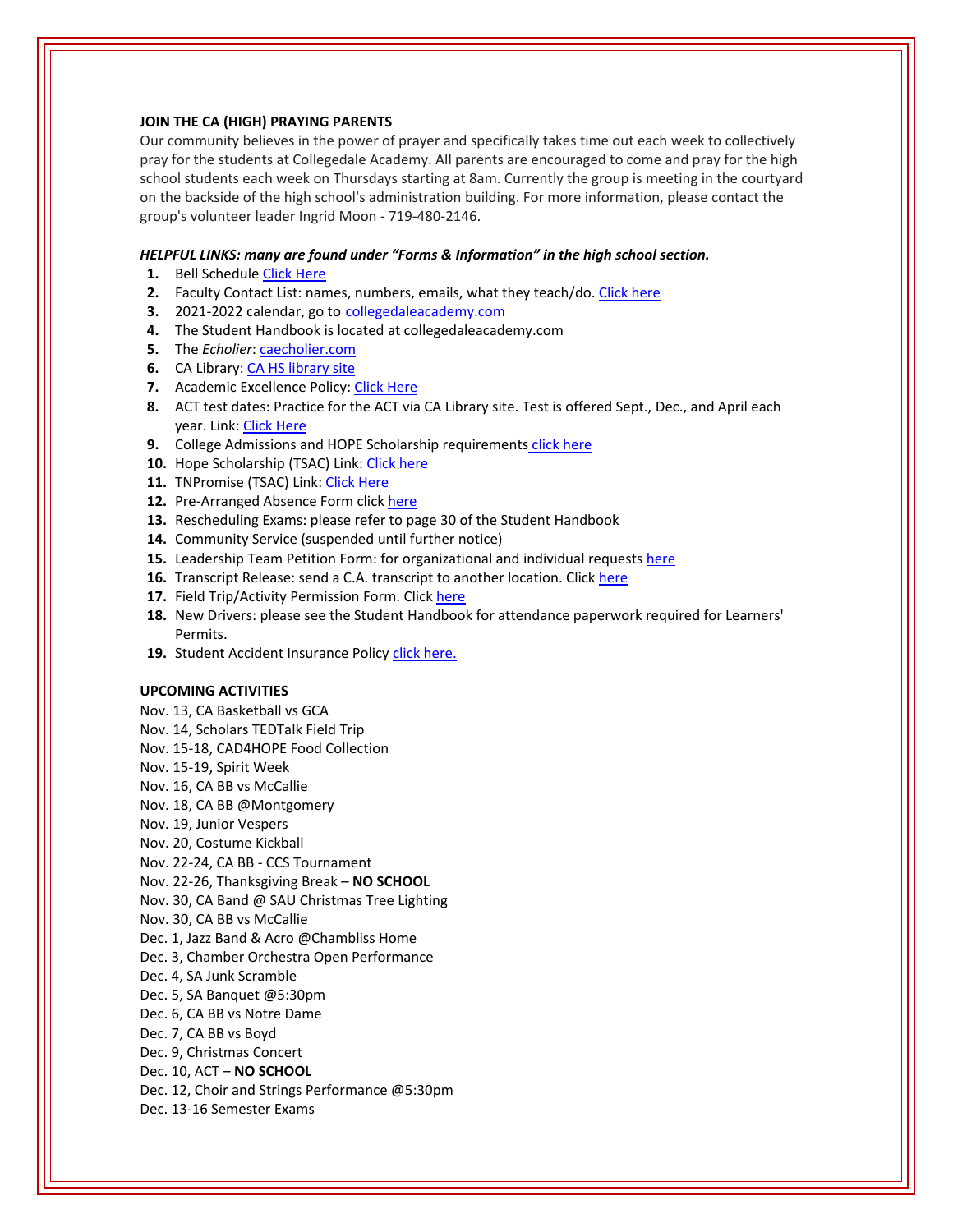**JOIN THE CA (HIGH) PRAYING PARENTS**

Our community believes in the power of prayer and specifically takes time out each week to collectively pray for the students at Collegedale Academy. All parents are encouraged to come and pray for the high school students each week on Thursdays starting at 8am. Currently the group is meeting in the courtyard on the backside of the high school's administration building. For more information, please contact the group's volunteer leader Ingrid Moon - 719-480-2146.

***HELPFUL LINKS: many are found under "Forms & Information" in the high school section.***

1. Bell Schedule Click Here
2. Faculty Contact List: names, numbers, emails, what they teach/do. Click here
3. 2021-2022 calendar, go to collegedaleacademy.com
4. The Student Handbook is located at collegedaleacademy.com
5. The *Echolier*: caecholier.com
6. CA Library: CA HS library site
7. Academic Excellence Policy: Click Here
8. ACT test dates: Practice for the ACT via CA Library site. Test is offered Sept., Dec., and April each year. Link: Click Here
9. College Admissions and HOPE Scholarship requirements click here
10. Hope Scholarship (TSAC) Link: Click here
11. TNPromise (TSAC) Link: Click Here
12. Pre-Arranged Absence Form click here
13. Rescheduling Exams: please refer to page 30 of the Student Handbook
14. Community Service (suspended until further notice)
15. Leadership Team Petition Form: for organizational and individual requests here
16. Transcript Release: send a C.A. transcript to another location. Click here
17. Field Trip/Activity Permission Form. Click here
18. New Drivers: please see the Student Handbook for attendance paperwork required for Learners' Permits.
19. Student Accident Insurance Policy click here.

**UPCOMING ACTIVITIES**

Nov. 13, CA Basketball vs GCA
Nov. 14, Scholars TEDTalk Field Trip
Nov. 15-18, CAD4HOPE Food Collection
Nov. 15-19, Spirit Week
Nov. 16, CA BB vs McCallie
Nov. 18, CA BB @Montgomery
Nov. 19, Junior Vespers
Nov. 20, Costume Kickball
Nov. 22-24, CA BB - CCS Tournament
Nov. 22-26, Thanksgiving Break – **NO SCHOOL**
Nov. 30, CA Band @ SAU Christmas Tree Lighting
Nov. 30, CA BB vs McCallie
Dec. 1, Jazz Band & Acro @Chambliss Home
Dec. 3, Chamber Orchestra Open Performance
Dec. 4, SA Junk Scramble
Dec. 5, SA Banquet @5:30pm
Dec. 6, CA BB vs Notre Dame
Dec. 7, CA BB vs Boyd
Dec. 9, Christmas Concert
Dec. 10, ACT – **NO SCHOOL**
Dec. 12, Choir and Strings Performance @5:30pm
Dec. 13-16 Semester Exams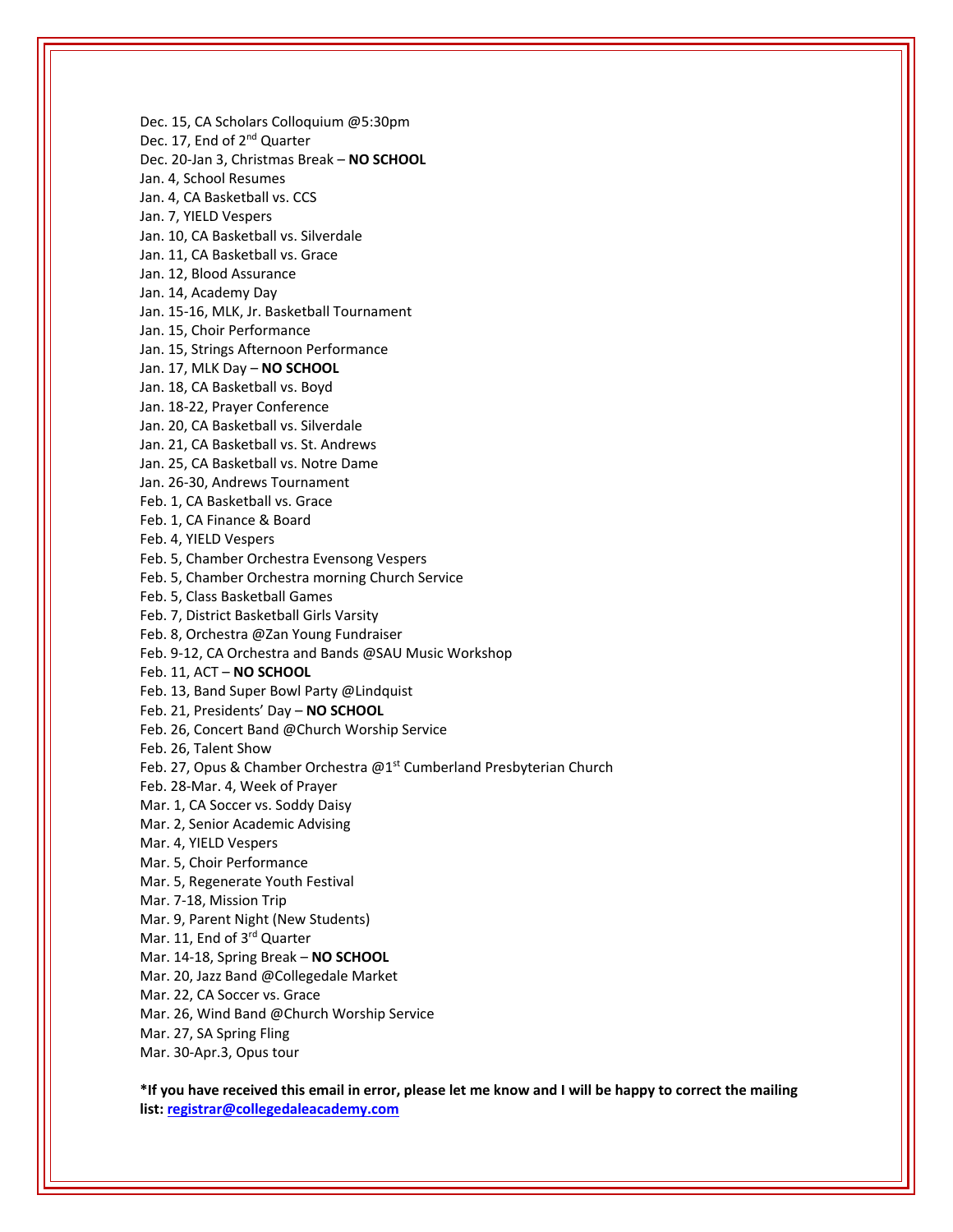Dec. 15, CA Scholars Colloquium @5:30pm
Dec. 17, End of 2nd Quarter
Dec. 20-Jan 3, Christmas Break – **NO SCHOOL**
Jan. 4, School Resumes
Jan. 4, CA Basketball vs. CCS
Jan. 7, YIELD Vespers
Jan. 10, CA Basketball vs. Silverdale
Jan. 11, CA Basketball vs. Grace
Jan. 12, Blood Assurance
Jan. 14, Academy Day
Jan. 15-16, MLK, Jr. Basketball Tournament
Jan. 15, Choir Performance
Jan. 15, Strings Afternoon Performance
Jan. 17, MLK Day – **NO SCHOOL**
Jan. 18, CA Basketball vs. Boyd
Jan. 18-22, Prayer Conference
Jan. 20, CA Basketball vs. Silverdale
Jan. 21, CA Basketball vs. St. Andrews
Jan. 25, CA Basketball vs. Notre Dame
Jan. 26-30, Andrews Tournament
Feb. 1, CA Basketball vs. Grace
Feb. 1, CA Finance & Board
Feb. 4, YIELD Vespers
Feb. 5, Chamber Orchestra Evensong Vespers
Feb. 5, Chamber Orchestra morning Church Service
Feb. 5, Class Basketball Games
Feb. 7, District Basketball Girls Varsity
Feb. 8, Orchestra @Zan Young Fundraiser
Feb. 9-12, CA Orchestra and Bands @SAU Music Workshop
Feb. 11, ACT – **NO SCHOOL**
Feb. 13, Band Super Bowl Party @Lindquist
Feb. 21, Presidents' Day – **NO SCHOOL**
Feb. 26, Concert Band @Church Worship Service
Feb. 26, Talent Show
Feb. 27, Opus & Chamber Orchestra @1st Cumberland Presbyterian Church
Feb. 28-Mar. 4, Week of Prayer
Mar. 1, CA Soccer vs. Soddy Daisy
Mar. 2, Senior Academic Advising
Mar. 4, YIELD Vespers
Mar. 5, Choir Performance
Mar. 5, Regenerate Youth Festival
Mar. 7-18, Mission Trip
Mar. 9, Parent Night (New Students)
Mar. 11, End of 3rd Quarter
Mar. 14-18, Spring Break – **NO SCHOOL**
Mar. 20, Jazz Band @Collegedale Market
Mar. 22, CA Soccer vs. Grace
Mar. 26, Wind Band @Church Worship Service
Mar. 27, SA Spring Fling
Mar. 30-Apr.3, Opus tour

**\*If you have received this email in error, please let me know and I will be happy to correct the mailing list: registrar@collegedaleacademy.com**